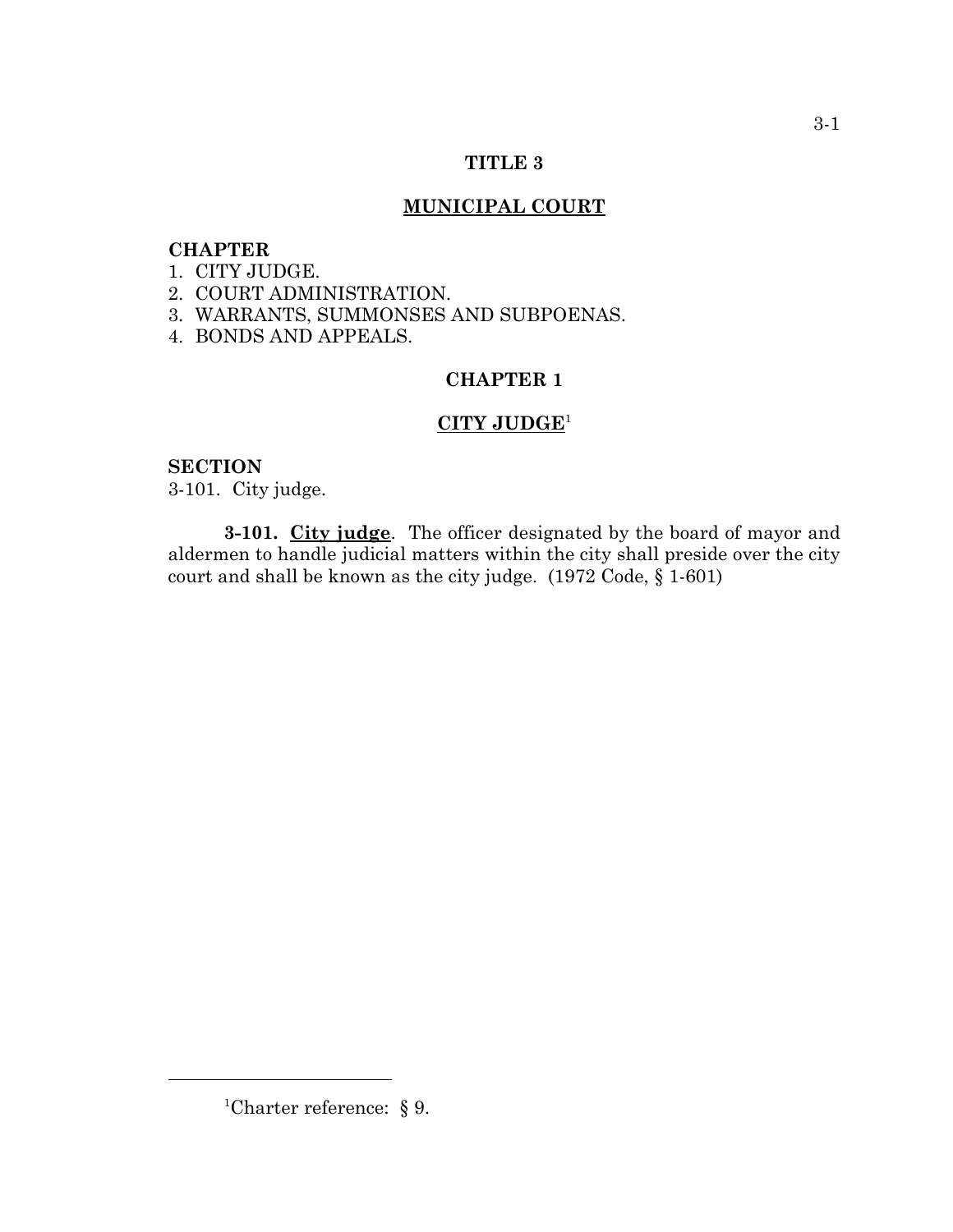# TITLE 3

## MUNICIPAL COURT

**CHAPTER**

1. CITY JUDGE.
2. COURT ADMINISTRATION.
3. WARRANTS, SUMMONSES AND SUBPOENAS.
4. BONDS AND APPEALS.

## CHAPTER 1

## CITY JUDGE[1]

**SECTION**

3-101. City judge.

**3-101. City judge**. The officer designated by the board of mayor and aldermen to handle judicial matters within the city shall preside over the city court and shall be known as the city judge. (1972 Code, § 1-601)

---

[1]Charter reference: § 9.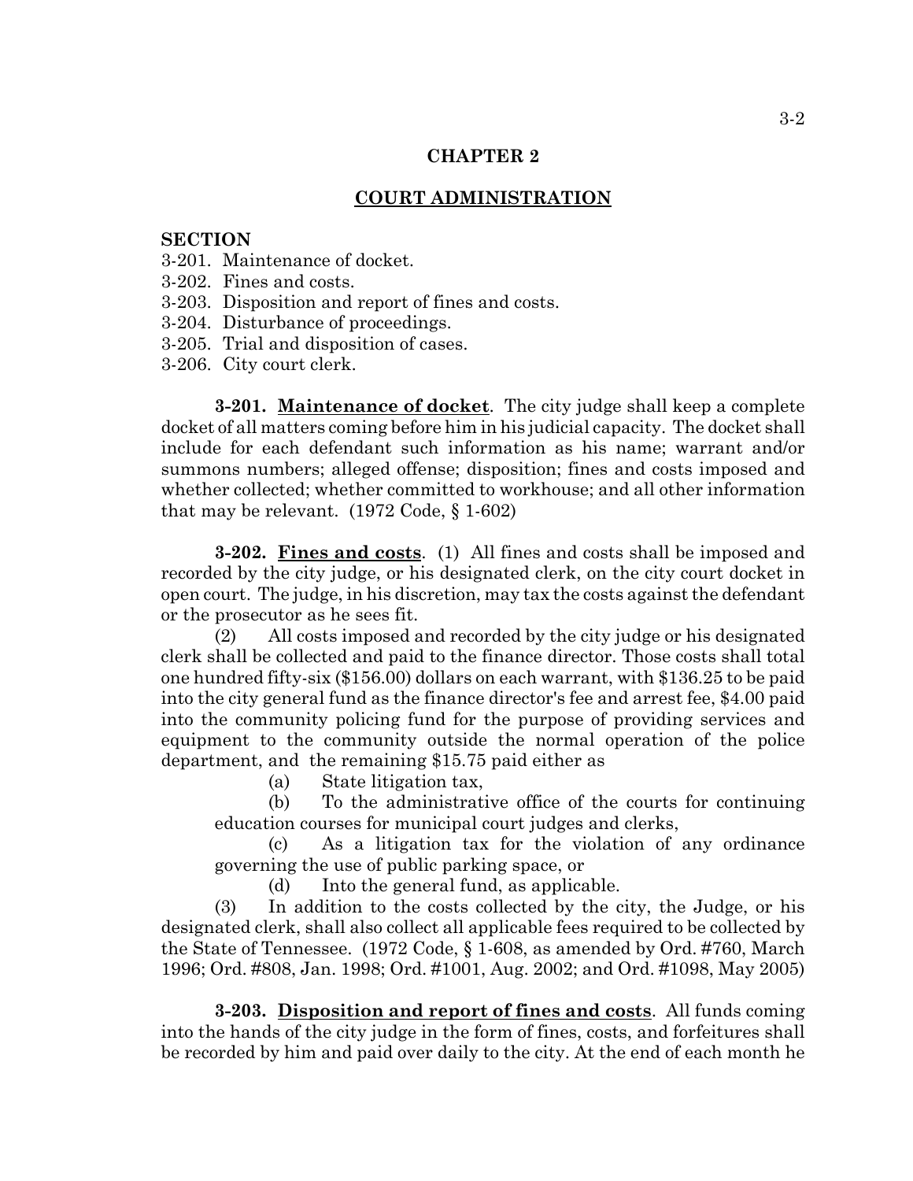## CHAPTER 2

## COURT ADMINISTRATION

**SECTION**

3-201. Maintenance of docket.
3-202. Fines and costs.
3-203. Disposition and report of fines and costs.
3-204. Disturbance of proceedings.
3-205. Trial and disposition of cases.
3-206. City court clerk.

**3-201. Maintenance of docket**. The city judge shall keep a complete docket of all matters coming before him in his judicial capacity. The docket shall include for each defendant such information as his name; warrant and/or summons numbers; alleged offense; disposition; fines and costs imposed and whether collected; whether committed to workhouse; and all other information that may be relevant. (1972 Code, § 1-602)

**3-202. Fines and costs**. (1) All fines and costs shall be imposed and recorded by the city judge, or his designated clerk, on the city court docket in open court. The judge, in his discretion, may tax the costs against the defendant or the prosecutor as he sees fit.

(2) All costs imposed and recorded by the city judge or his designated clerk shall be collected and paid to the finance director. Those costs shall total one hundred fifty-six ($156.00) dollars on each warrant, with $136.25 to be paid into the city general fund as the finance director's fee and arrest fee, $4.00 paid into the community policing fund for the purpose of providing services and equipment to the community outside the normal operation of the police department, and the remaining $15.75 paid either as

(a) State litigation tax,

(b) To the administrative office of the courts for continuing education courses for municipal court judges and clerks,

(c) As a litigation tax for the violation of any ordinance governing the use of public parking space, or

(d) Into the general fund, as applicable.

(3) In addition to the costs collected by the city, the Judge, or his designated clerk, shall also collect all applicable fees required to be collected by the State of Tennessee. (1972 Code, § 1-608, as amended by Ord. #760, March 1996; Ord. #808, Jan. 1998; Ord. #1001, Aug. 2002; and Ord. #1098, May 2005)

**3-203. Disposition and report of fines and costs**. All funds coming into the hands of the city judge in the form of fines, costs, and forfeitures shall be recorded by him and paid over daily to the city. At the end of each month he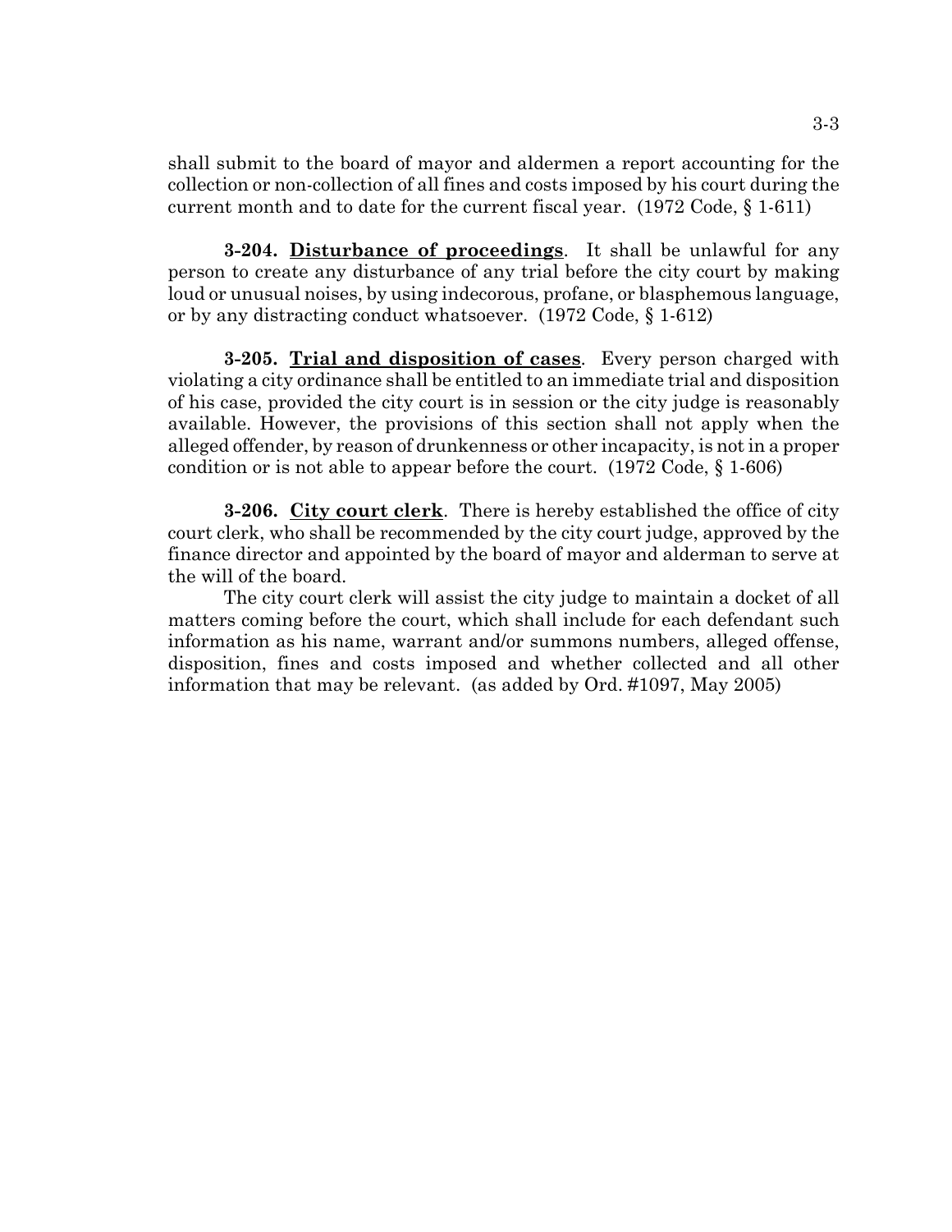shall submit to the board of mayor and aldermen a report accounting for the collection or non-collection of all fines and costs imposed by his court during the current month and to date for the current fiscal year. (1972 Code, § 1-611)

**3-204. Disturbance of proceedings**. It shall be unlawful for any person to create any disturbance of any trial before the city court by making loud or unusual noises, by using indecorous, profane, or blasphemous language, or by any distracting conduct whatsoever. (1972 Code, § 1-612)

**3-205. Trial and disposition of cases**. Every person charged with violating a city ordinance shall be entitled to an immediate trial and disposition of his case, provided the city court is in session or the city judge is reasonably available. However, the provisions of this section shall not apply when the alleged offender, by reason of drunkenness or other incapacity, is not in a proper condition or is not able to appear before the court. (1972 Code, § 1-606)

**3-206. City court clerk**. There is hereby established the office of city court clerk, who shall be recommended by the city court judge, approved by the finance director and appointed by the board of mayor and alderman to serve at the will of the board.

The city court clerk will assist the city judge to maintain a docket of all matters coming before the court, which shall include for each defendant such information as his name, warrant and/or summons numbers, alleged offense, disposition, fines and costs imposed and whether collected and all other information that may be relevant. (as added by Ord. #1097, May 2005)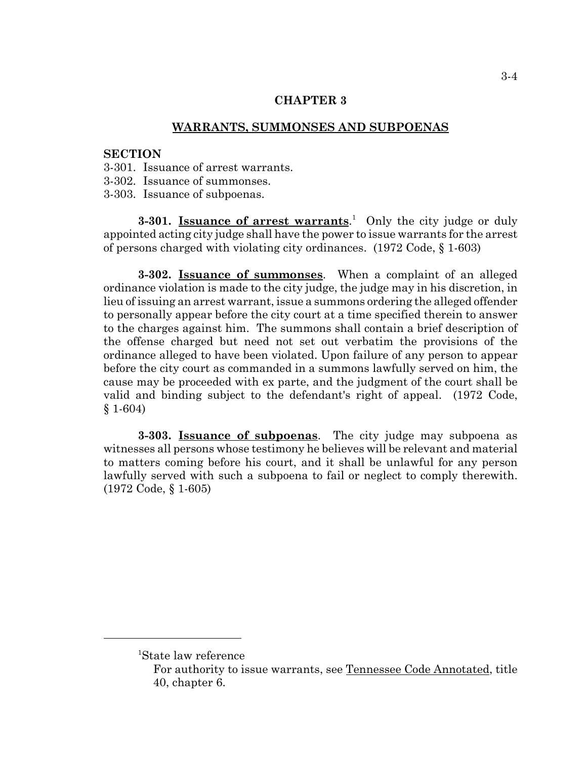# CHAPTER 3

## WARRANTS, SUMMONSES AND SUBPOENAS

**SECTION**

3-301. Issuance of arrest warrants.
3-302. Issuance of summonses.
3-303. Issuance of subpoenas.

**3-301. Issuance of arrest warrants**.[1] Only the city judge or duly appointed acting city judge shall have the power to issue warrants for the arrest of persons charged with violating city ordinances. (1972 Code, § 1-603)

**3-302. Issuance of summonses**. When a complaint of an alleged ordinance violation is made to the city judge, the judge may in his discretion, in lieu of issuing an arrest warrant, issue a summons ordering the alleged offender to personally appear before the city court at a time specified therein to answer to the charges against him. The summons shall contain a brief description of the offense charged but need not set out verbatim the provisions of the ordinance alleged to have been violated. Upon failure of any person to appear before the city court as commanded in a summons lawfully served on him, the cause may be proceeded with ex parte, and the judgment of the court shall be valid and binding subject to the defendant's right of appeal. (1972 Code, § 1-604)

**3-303. Issuance of subpoenas**. The city judge may subpoena as witnesses all persons whose testimony he believes will be relevant and material to matters coming before his court, and it shall be unlawful for any person lawfully served with such a subpoena to fail or neglect to comply therewith. (1972 Code, § 1-605)

---

[1]State law reference

For authority to issue warrants, see Tennessee Code Annotated, title 40, chapter 6.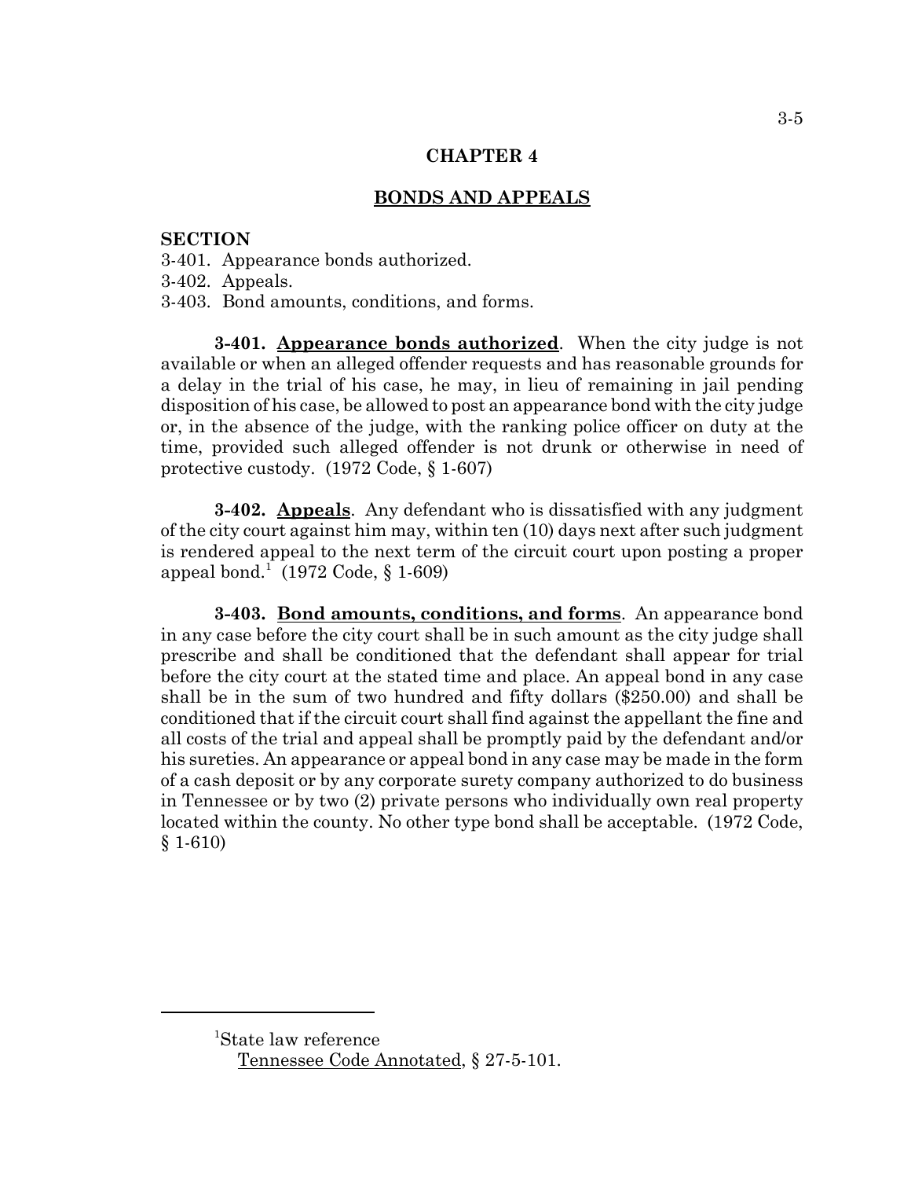## CHAPTER 4

## BONDS AND APPEALS

**SECTION**

3-401. Appearance bonds authorized.
3-402. Appeals.
3-403. Bond amounts, conditions, and forms.

**3-401. Appearance bonds authorized**. When the city judge is not available or when an alleged offender requests and has reasonable grounds for a delay in the trial of his case, he may, in lieu of remaining in jail pending disposition of his case, be allowed to post an appearance bond with the city judge or, in the absence of the judge, with the ranking police officer on duty at the time, provided such alleged offender is not drunk or otherwise in need of protective custody. (1972 Code, § 1-607)

**3-402. Appeals**. Any defendant who is dissatisfied with any judgment of the city court against him may, within ten (10) days next after such judgment is rendered appeal to the next term of the circuit court upon posting a proper appeal bond.[1] (1972 Code, § 1-609)

**3-403. Bond amounts, conditions, and forms**. An appearance bond in any case before the city court shall be in such amount as the city judge shall prescribe and shall be conditioned that the defendant shall appear for trial before the city court at the stated time and place. An appeal bond in any case shall be in the sum of two hundred and fifty dollars ($250.00) and shall be conditioned that if the circuit court shall find against the appellant the fine and all costs of the trial and appeal shall be promptly paid by the defendant and/or his sureties. An appearance or appeal bond in any case may be made in the form of a cash deposit or by any corporate surety company authorized to do business in Tennessee or by two (2) private persons who individually own real property located within the county. No other type bond shall be acceptable. (1972 Code, § 1-610)

---

[1]State law reference
Tennessee Code Annotated, § 27-5-101.